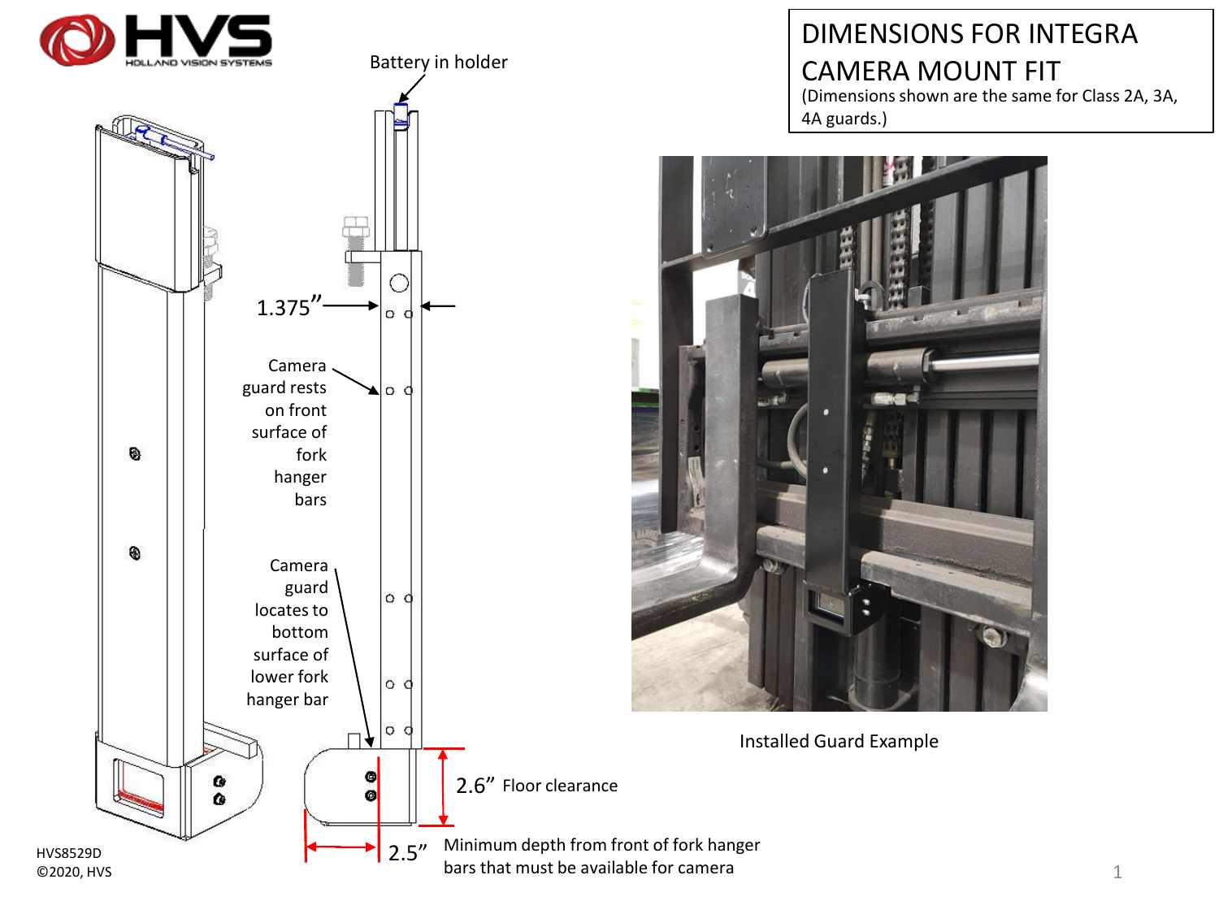# DIMENSIONS FOR INTEGRA CAMERA MOUNT FIT

(Dimensions shown are the same for Class 2A, 3A, 4A guards.)

Battery in holder

1.375”

Camera guard rests on front surface of fork hanger bars

Camera guard locates to bottom surface of lower fork hanger bar

2.6” Floor clearance

2.5” Minimum depth from front of fork hanger bars that must be available for camera

Installed Guard Example

HVS8529D
©2020, HVS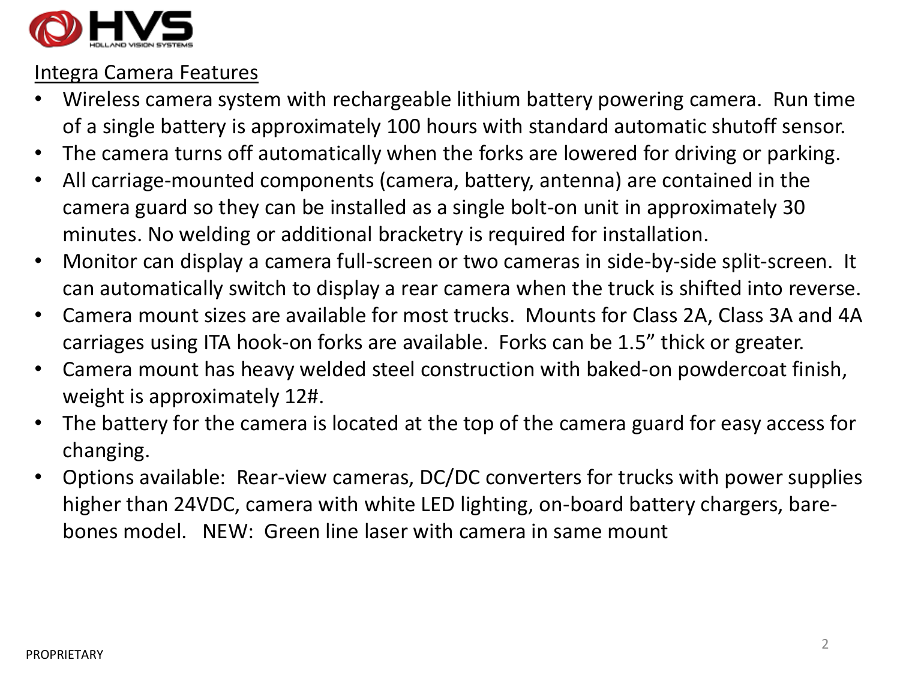HVS
HOLLAND VISION SYSTEMS

## Integra Camera Features

- Wireless camera system with rechargeable lithium battery powering camera. Run time of a single battery is approximately 100 hours with standard automatic shutoff sensor.
- The camera turns off automatically when the forks are lowered for driving or parking.
- All carriage-mounted components (camera, battery, antenna) are contained in the camera guard so they can be installed as a single bolt-on unit in approximately 30 minutes. No welding or additional bracketry is required for installation.
- Monitor can display a camera full-screen or two cameras in side-by-side split-screen. It can automatically switch to display a rear camera when the truck is shifted into reverse.
- Camera mount sizes are available for most trucks. Mounts for Class 2A, Class 3A and 4A carriages using ITA hook-on forks are available. Forks can be 1.5" thick or greater.
- Camera mount has heavy welded steel construction with baked-on powdercoat finish, weight is approximately 12#.
- The battery for the camera is located at the top of the camera guard for easy access for changing.
- Options available: Rear-view cameras, DC/DC converters for trucks with power supplies higher than 24VDC, camera with white LED lighting, on-board battery chargers, bare-bones model. NEW: Green line laser with camera in same mount

PROPRIETARY